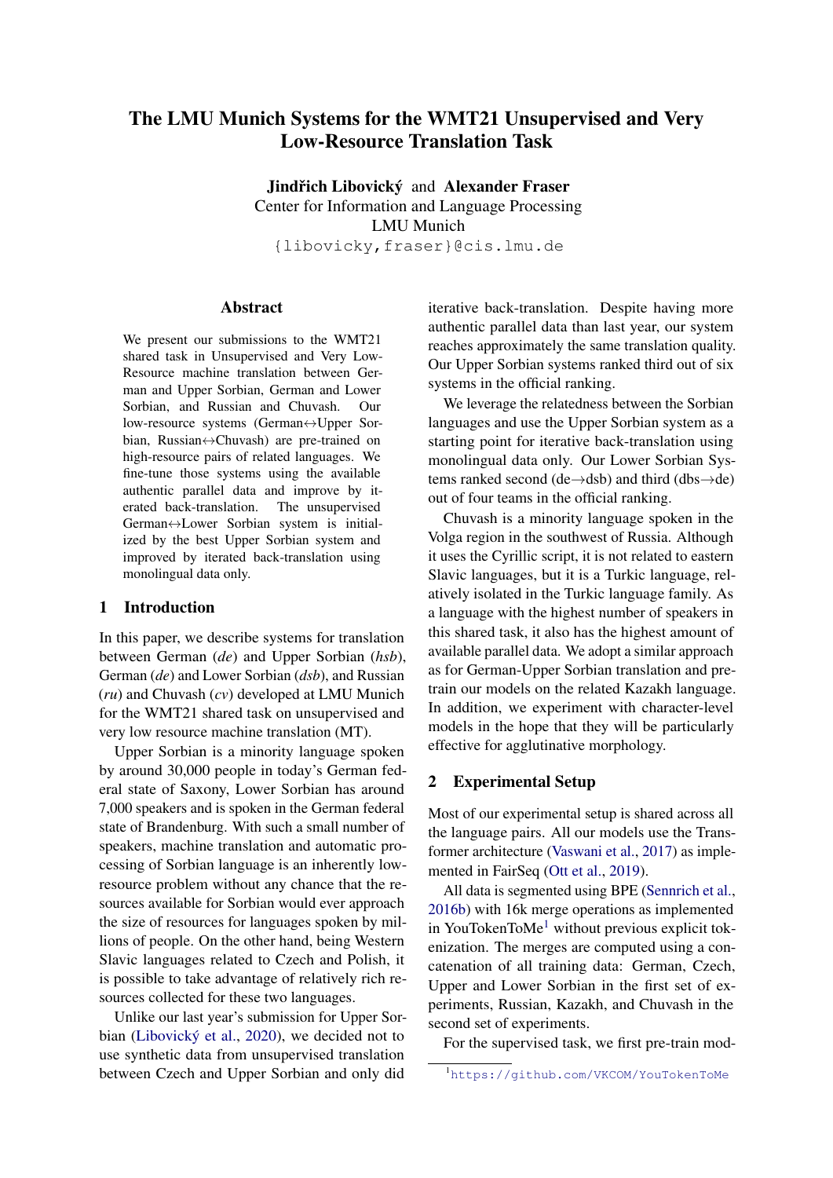# The LMU Munich Systems for the WMT21 Unsupervised and Very Low-Resource Translation Task

**Jindřich Libovický** and **Alexander Fraser**
Center for Information and Language Processing
LMU Munich
{libovicky,fraser}@cis.lmu.de

## Abstract

We present our submissions to the WMT21 shared task in Unsupervised and Very Low-Resource machine translation between German and Upper Sorbian, German and Lower Sorbian, and Russian and Chuvash. Our low-resource systems (German↔Upper Sorbian, Russian↔Chuvash) are pre-trained on high-resource pairs of related languages. We fine-tune those systems using the available authentic parallel data and improve by iterated back-translation. The unsupervised German↔Lower Sorbian system is initialized by the best Upper Sorbian system and improved by iterated back-translation using monolingual data only.

## 1 Introduction

In this paper, we describe systems for translation between German (*de*) and Upper Sorbian (*hsb*), German (*de*) and Lower Sorbian (*dsb*), and Russian (*ru*) and Chuvash (*cv*) developed at LMU Munich for the WMT21 shared task on unsupervised and very low resource machine translation (MT).

Upper Sorbian is a minority language spoken by around 30,000 people in today's German federal state of Saxony, Lower Sorbian has around 7,000 speakers and is spoken in the German federal state of Brandenburg. With such a small number of speakers, machine translation and automatic processing of Sorbian language is an inherently low-resource problem without any chance that the resources available for Sorbian would ever approach the size of resources for languages spoken by millions of people. On the other hand, being Western Slavic languages related to Czech and Polish, it is possible to take advantage of relatively rich resources collected for these two languages.

Unlike our last year's submission for Upper Sorbian (Libovický et al., 2020), we decided not to use synthetic data from unsupervised translation between Czech and Upper Sorbian and only did iterative back-translation. Despite having more authentic parallel data than last year, our system reaches approximately the same translation quality. Our Upper Sorbian systems ranked third out of six systems in the official ranking.

We leverage the relatedness between the Sorbian languages and use the Upper Sorbian system as a starting point for iterative back-translation using monolingual data only. Our Lower Sorbian Systems ranked second (de→dsb) and third (dbs→de) out of four teams in the official ranking.

Chuvash is a minority language spoken in the Volga region in the southwest of Russia. Although it uses the Cyrillic script, it is not related to eastern Slavic languages, but it is a Turkic language, relatively isolated in the Turkic language family. As a language with the highest number of speakers in this shared task, it also has the highest amount of available parallel data. We adopt a similar approach as for German-Upper Sorbian translation and pretrain our models on the related Kazakh language. In addition, we experiment with character-level models in the hope that they will be particularly effective for agglutinative morphology.

## 2 Experimental Setup

Most of our experimental setup is shared across all the language pairs. All our models use the Transformer architecture (Vaswani et al., 2017) as implemented in FairSeq (Ott et al., 2019).

All data is segmented using BPE (Sennrich et al., 2016b) with 16k merge operations as implemented in YouTokenToMe[1] without previous explicit tokenization. The merges are computed using a concatenation of all training data: German, Czech, Upper and Lower Sorbian in the first set of experiments, Russian, Kazakh, and Chuvash in the second set of experiments.

For the supervised task, we first pre-train mod-

[1] https://github.com/VKCOM/YouTokenToMe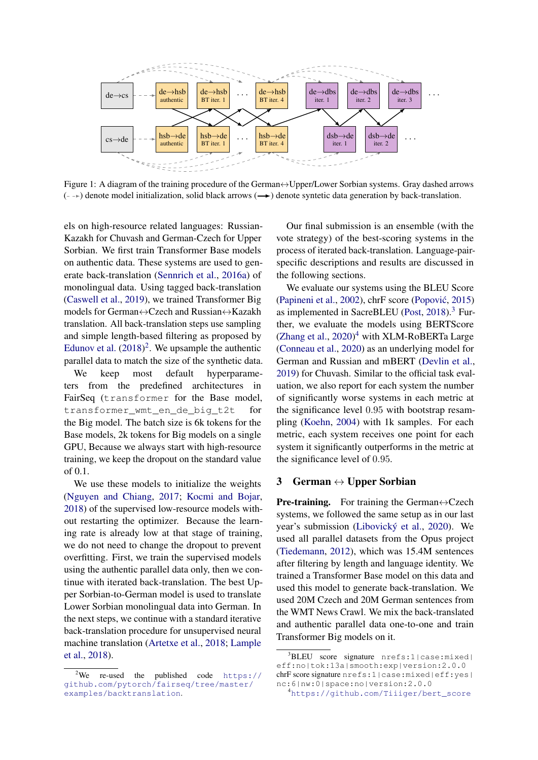Figure 1: A diagram of the training procedure of the German↔Upper/Lower Sorbian systems. Gray dashed arrows (- - ▸) denote model initialization, solid black arrows (⟶) denote syntetic data generation by back-translation.

els on high-resource related languages: Russian-Kazakh for Chuvash and German-Czech for Upper Sorbian. We first train Transformer Base models on authentic data. These systems are used to generate back-translation (Sennrich et al., 2016a) of monolingual data. Using tagged back-translation (Caswell et al., 2019), we trained Transformer Big models for German↔Czech and Russian↔Kazakh translation. All back-translation steps use sampling and simple length-based filtering as proposed by Edunov et al. (2018)[2]. We upsample the authentic parallel data to match the size of the synthetic data.

We keep most default hyperparameters from the predefined architectures in FairSeq (`transformer` for the Base model, `transformer_wmt_en_de_big_t2t` for the Big model. The batch size is 6k tokens for the Base models, 2k tokens for Big models on a single GPU, Because we always start with high-resource training, we keep the dropout on the standard value of 0.1.

We use these models to initialize the weights (Nguyen and Chiang, 2017; Kocmi and Bojar, 2018) of the supervised low-resource models without restarting the optimizer. Because the learning rate is already low at that stage of training, we do not need to change the dropout to prevent overfitting. First, we train the supervised models using the authentic parallel data only, then we continue with iterated back-translation. The best Upper Sorbian-to-German model is used to translate Lower Sorbian monolingual data into German. In the next steps, we continue with a standard iterative back-translation procedure for unsupervised neural machine translation (Artetxe et al., 2018; Lample et al., 2018).

Our final submission is an ensemble (with the vote strategy) of the best-scoring systems in the process of iterated back-translation. Language-pair-specific descriptions and results are discussed in the following sections.

We evaluate our systems using the BLEU Score (Papineni et al., 2002), chrF score (Popović, 2015) as implemented in SacreBLEU (Post, 2018).[3] Further, we evaluate the models using BERTScore (Zhang et al., 2020)[4] with XLM-RoBERTa Large (Conneau et al., 2020) as an underlying model for German and Russian and mBERT (Devlin et al., 2019) for Chuvash. Similar to the official task evaluation, we also report for each system the number of significantly worse systems in each metric at the significance level 0.95 with bootstrap resampling (Koehn, 2004) with 1k samples. For each metric, each system receives one point for each system it significantly outperforms in the metric at the significance level of 0.95.

## 3 German ↔ Upper Sorbian

**Pre-training.** For training the German↔Czech systems, we followed the same setup as in our last year's submission (Libovický et al., 2020). We used all parallel datasets from the Opus project (Tiedemann, 2012), which was 15.4M sentences after filtering by length and language identity. We trained a Transformer Base model on this data and used this model to generate back-translation. We used 20M Czech and 20M German sentences from the WMT News Crawl. We mix the back-translated and authentic parallel data one-to-one and train Transformer Big models on it.

[2] We re-used the published code https://github.com/pytorch/fairseq/tree/master/examples/backtranslation.

[3] BLEU score signature `nrefs:1|case:mixed|eff:no|tok:13a|smooth:exp|version:2.0.0` chrF score signature `nrefs:1|case:mixed|eff:yes|nc:6|nw:0|space:no|version:2.0.0`

[4] https://github.com/Tiiiger/bert_score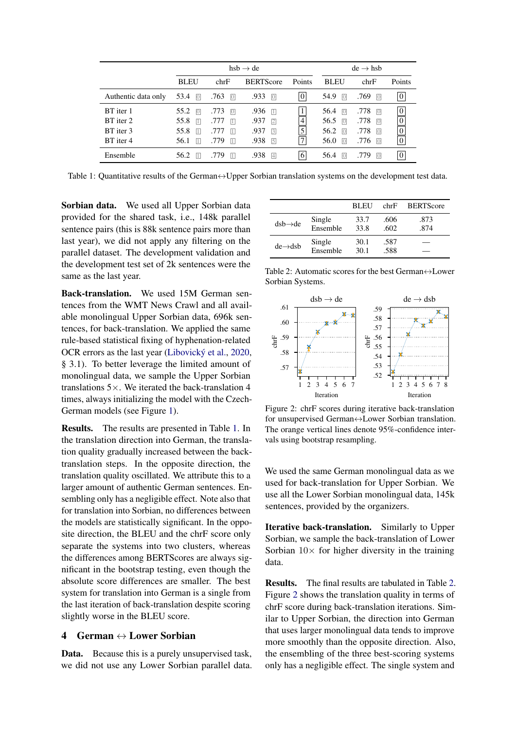|  | hsb → de |  |  |  | de → hsb |  |  |
|---|---|---|---|---|---|---|---|
|  | BLEU | chrF | BERTScore | Points | BLEU | chrF | Points |
| Authentic data only | 53.4 0 | .763 0 | .933 0 | 0 | 54.9 0 | .769 0 | 0 |
| BT iter 1 | 55.2 0 | .773 0 | .936 1 | 1 | 56.4 0 | .778 0 | 0 |
| BT iter 2 | 55.8 1 | .777 1 | .937 2 | 4 | 56.5 0 | .778 0 | 0 |
| BT iter 3 | 55.8 1 | .777 1 | .937 3 | 5 | 56.2 0 | .778 0 | 0 |
| BT iter 4 | 56.1 1 | .779 1 | .938 5 | 7 | 56.0 0 | .776 0 | 0 |
| Ensemble | 56.2 1 | .779 1 | .938 4 | 6 | 56.4 0 | .779 0 | 0 |

Table 1: Quantitative results of the German↔Upper Sorbian translation systems on the development test data.

**Sorbian data.** We used all Upper Sorbian data provided for the shared task, i.e., 148k parallel sentence pairs (this is 88k sentence pairs more than last year), we did not apply any filtering on the parallel dataset. The development validation and the development test set of 2k sentences were the same as the last year.

**Back-translation.** We used 15M German sentences from the WMT News Crawl and all available monolingual Upper Sorbian data, 696k sentences, for back-translation. We applied the same rule-based statistical fixing of hyphenation-related OCR errors as the last year (Libovický et al., 2020, § 3.1). To better leverage the limited amount of monolingual data, we sample the Upper Sorbian translations 5×. We iterated the back-translation 4 times, always initializing the model with the Czech-German models (see Figure 1).

**Results.** The results are presented in Table 1. In the translation direction into German, the translation quality gradually increased between the back-translation steps. In the opposite direction, the translation quality oscillated. We attribute this to a larger amount of authentic German sentences. Ensembling only has a negligible effect. Note also that for translation into Sorbian, no differences between the models are statistically significant. In the opposite direction, the BLEU and the chrF score only separate the systems into two clusters, whereas the differences among BERTScores are always significant in the bootstrap testing, even though the absolute score differences are smaller. The best system for translation into German is a single from the last iteration of back-translation despite scoring slightly worse in the BLEU score.

## 4 German ↔ Lower Sorbian

**Data.** Because this is a purely unsupervised task, we did not use any Lower Sorbian parallel data.

|  |  | BLEU | chrF | BERTScore |
|---|---|---|---|---|
| dsb→de | Single | 33.7 | .606 | .873 |
|  | Ensemble | 33.8 | .602 | .874 |
| de→dsb | Single | 30.1 | .587 | — |
|  | Ensemble | 30.1 | .588 | — |

Table 2: Automatic scores for the best German↔Lower Sorbian Systems.

Figure 2: chrF scores during iterative back-translation for unsupervised German↔Lower Sorbian translation. The orange vertical lines denote 95%-confidence intervals using bootstrap resampling.

We used the same German monolingual data as we used for back-translation for Upper Sorbian. We use all the Lower Sorbian monolingual data, 145k sentences, provided by the organizers.

**Iterative back-translation.** Similarly to Upper Sorbian, we sample the back-translation of Lower Sorbian 10× for higher diversity in the training data.

**Results.** The final results are tabulated in Table 2. Figure 2 shows the translation quality in terms of chrF score during back-translation iterations. Similar to Upper Sorbian, the direction into German that uses larger monolingual data tends to improve more smoothly than the opposite direction. Also, the ensembling of the three best-scoring systems only has a negligible effect. The single system and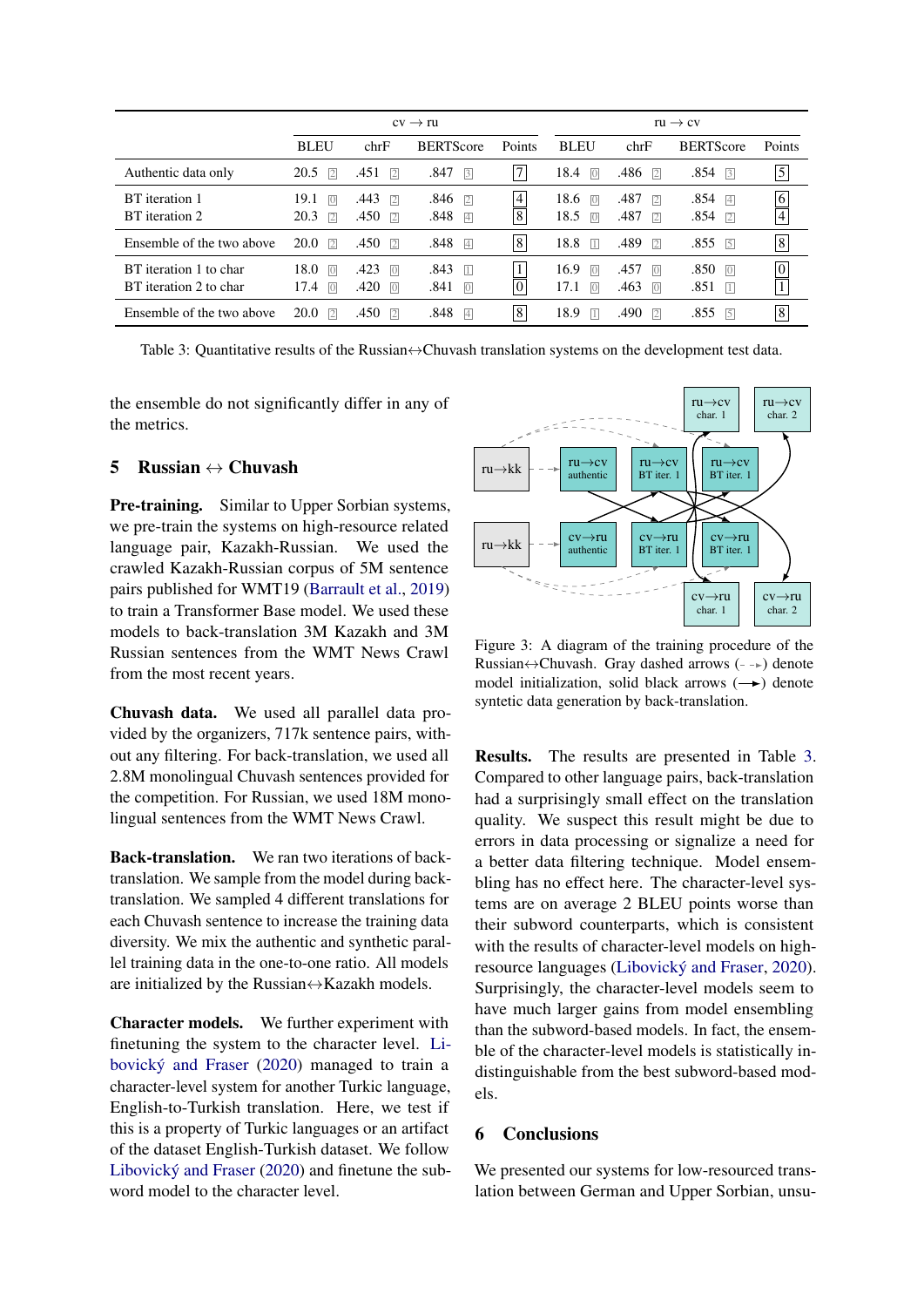|  | cv → ru |  |  |  | ru → cv |  |  |  |
|---|---|---|---|---|---|---|---|---|
|  | BLEU | chrF | BERTScore | Points | BLEU | chrF | BERTScore | Points |
| Authentic data only | 20.5 2 | .451 2 | .847 3 | 7 | 18.4 0 | .486 2 | .854 3 | 5 |
| BT iteration 1 | 19.1 0 | .443 2 | .846 2 | 4 | 18.6 0 | .487 2 | .854 4 | 6 |
| BT iteration 2 | 20.3 2 | .450 2 | .848 4 | 8 | 18.5 0 | .487 2 | .854 2 | 4 |
| Ensemble of the two above | 20.0 2 | .450 2 | .848 4 | 8 | 18.8 1 | .489 2 | .855 5 | 8 |
| BT iteration 1 to char | 18.0 0 | .423 0 | .843 1 | 1 | 16.9 0 | .457 0 | .850 0 | 0 |
| BT iteration 2 to char | 17.4 0 | .420 0 | .841 0 | 0 | 17.1 0 | .463 0 | .851 1 | 1 |
| Ensemble of the two above | 20.0 2 | .450 2 | .848 4 | 8 | 18.9 1 | .490 2 | .855 5 | 8 |

Table 3: Quantitative results of the Russian↔Chuvash translation systems on the development test data.

the ensemble do not significantly differ in any of the metrics.

## 5 Russian ↔ Chuvash

**Pre-training.** Similar to Upper Sorbian systems, we pre-train the systems on high-resource related language pair, Kazakh-Russian. We used the crawled Kazakh-Russian corpus of 5M sentence pairs published for WMT19 (Barrault et al., 2019) to train a Transformer Base model. We used these models to back-translation 3M Kazakh and 3M Russian sentences from the WMT News Crawl from the most recent years.

**Chuvash data.** We used all parallel data provided by the organizers, 717k sentence pairs, without any filtering. For back-translation, we used all 2.8M monolingual Chuvash sentences provided for the competition. For Russian, we used 18M monolingual sentences from the WMT News Crawl.

**Back-translation.** We ran two iterations of back-translation. We sample from the model during back-translation. We sampled 4 different translations for each Chuvash sentence to increase the training data diversity. We mix the authentic and synthetic parallel training data in the one-to-one ratio. All models are initialized by the Russian↔Kazakh models.

**Character models.** We further experiment with finetuning the system to the character level. Libovický and Fraser (2020) managed to train a character-level system for another Turkic language, English-to-Turkish translation. Here, we test if this is a property of Turkic languages or an artifact of the dataset English-Turkish dataset. We follow Libovický and Fraser (2020) and finetune the subword model to the character level.

Figure 3: A diagram of the training procedure of the Russian↔Chuvash. Gray dashed arrows (- - ►) denote model initialization, solid black arrows (—►) denote syntetic data generation by back-translation.

**Results.** The results are presented in Table 3. Compared to other language pairs, back-translation had a surprisingly small effect on the translation quality. We suspect this result might be due to errors in data processing or signalize a need for a better data filtering technique. Model ensembling has no effect here. The character-level systems are on average 2 BLEU points worse than their subword counterparts, which is consistent with the results of character-level models on high-resource languages (Libovický and Fraser, 2020). Surprisingly, the character-level models seem to have much larger gains from model ensembling than the subword-based models. In fact, the ensemble of the character-level models is statistically indistinguishable from the best subword-based models.

## 6 Conclusions

We presented our systems for low-resourced translation between German and Upper Sorbian, unsu-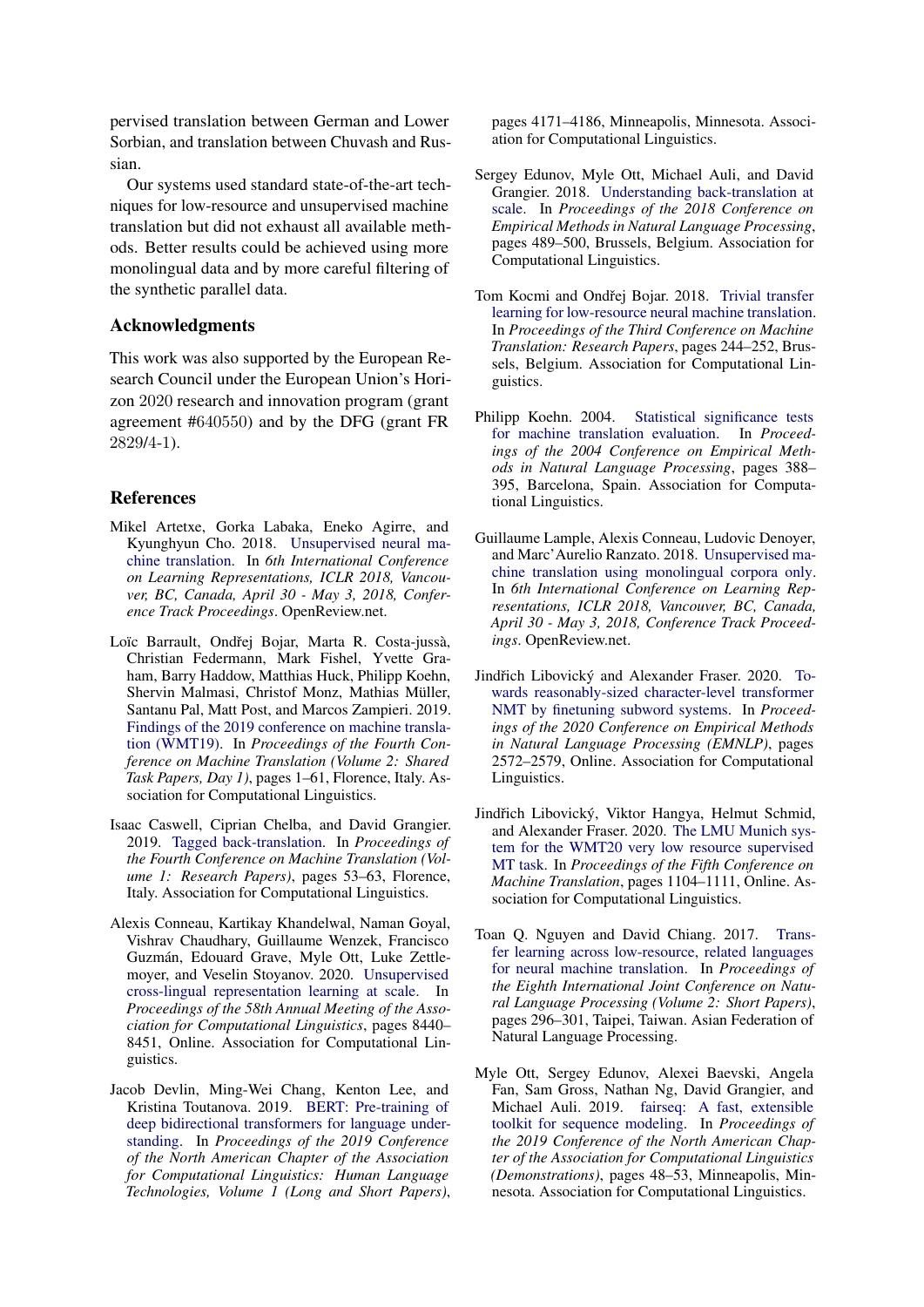pervised translation between German and Lower Sorbian, and translation between Chuvash and Russian.

Our systems used standard state-of-the-art techniques for low-resource and unsupervised machine translation but did not exhaust all available methods. Better results could be achieved using more monolingual data and by more careful filtering of the synthetic parallel data.

## Acknowledgments

This work was also supported by the European Research Council under the European Union's Horizon 2020 research and innovation program (grant agreement #640550) and by the DFG (grant FR 2829/4-1).

## References

Mikel Artetxe, Gorka Labaka, Eneko Agirre, and Kyunghyun Cho. 2018. Unsupervised neural machine translation. In *6th International Conference on Learning Representations, ICLR 2018, Vancouver, BC, Canada, April 30 - May 3, 2018, Conference Track Proceedings*. OpenReview.net.

Loïc Barrault, Ondřej Bojar, Marta R. Costa-jussà, Christian Federmann, Mark Fishel, Yvette Graham, Barry Haddow, Matthias Huck, Philipp Koehn, Shervin Malmasi, Christof Monz, Mathias Müller, Santanu Pal, Matt Post, and Marcos Zampieri. 2019. Findings of the 2019 conference on machine translation (WMT19). In *Proceedings of the Fourth Conference on Machine Translation (Volume 2: Shared Task Papers, Day 1)*, pages 1–61, Florence, Italy. Association for Computational Linguistics.

Isaac Caswell, Ciprian Chelba, and David Grangier. 2019. Tagged back-translation. In *Proceedings of the Fourth Conference on Machine Translation (Volume 1: Research Papers)*, pages 53–63, Florence, Italy. Association for Computational Linguistics.

Alexis Conneau, Kartikay Khandelwal, Naman Goyal, Vishrav Chaudhary, Guillaume Wenzek, Francisco Guzmán, Edouard Grave, Myle Ott, Luke Zettlemoyer, and Veselin Stoyanov. 2020. Unsupervised cross-lingual representation learning at scale. In *Proceedings of the 58th Annual Meeting of the Association for Computational Linguistics*, pages 8440–8451, Online. Association for Computational Linguistics.

Jacob Devlin, Ming-Wei Chang, Kenton Lee, and Kristina Toutanova. 2019. BERT: Pre-training of deep bidirectional transformers for language understanding. In *Proceedings of the 2019 Conference of the North American Chapter of the Association for Computational Linguistics: Human Language Technologies, Volume 1 (Long and Short Papers)*, pages 4171–4186, Minneapolis, Minnesota. Association for Computational Linguistics.

Sergey Edunov, Myle Ott, Michael Auli, and David Grangier. 2018. Understanding back-translation at scale. In *Proceedings of the 2018 Conference on Empirical Methods in Natural Language Processing*, pages 489–500, Brussels, Belgium. Association for Computational Linguistics.

Tom Kocmi and Ondřej Bojar. 2018. Trivial transfer learning for low-resource neural machine translation. In *Proceedings of the Third Conference on Machine Translation: Research Papers*, pages 244–252, Brussels, Belgium. Association for Computational Linguistics.

Philipp Koehn. 2004. Statistical significance tests for machine translation evaluation. In *Proceedings of the 2004 Conference on Empirical Methods in Natural Language Processing*, pages 388–395, Barcelona, Spain. Association for Computational Linguistics.

Guillaume Lample, Alexis Conneau, Ludovic Denoyer, and Marc'Aurelio Ranzato. 2018. Unsupervised machine translation using monolingual corpora only. In *6th International Conference on Learning Representations, ICLR 2018, Vancouver, BC, Canada, April 30 - May 3, 2018, Conference Track Proceedings*. OpenReview.net.

Jindřich Libovický and Alexander Fraser. 2020. Towards reasonably-sized character-level transformer NMT by finetuning subword systems. In *Proceedings of the 2020 Conference on Empirical Methods in Natural Language Processing (EMNLP)*, pages 2572–2579, Online. Association for Computational Linguistics.

Jindřich Libovický, Viktor Hangya, Helmut Schmid, and Alexander Fraser. 2020. The LMU Munich system for the WMT20 very low resource supervised MT task. In *Proceedings of the Fifth Conference on Machine Translation*, pages 1104–1111, Online. Association for Computational Linguistics.

Toan Q. Nguyen and David Chiang. 2017. Transfer learning across low-resource, related languages for neural machine translation. In *Proceedings of the Eighth International Joint Conference on Natural Language Processing (Volume 2: Short Papers)*, pages 296–301, Taipei, Taiwan. Asian Federation of Natural Language Processing.

Myle Ott, Sergey Edunov, Alexei Baevski, Angela Fan, Sam Gross, Nathan Ng, David Grangier, and Michael Auli. 2019. fairseq: A fast, extensible toolkit for sequence modeling. In *Proceedings of the 2019 Conference of the North American Chapter of the Association for Computational Linguistics (Demonstrations)*, pages 48–53, Minneapolis, Minnesota. Association for Computational Linguistics.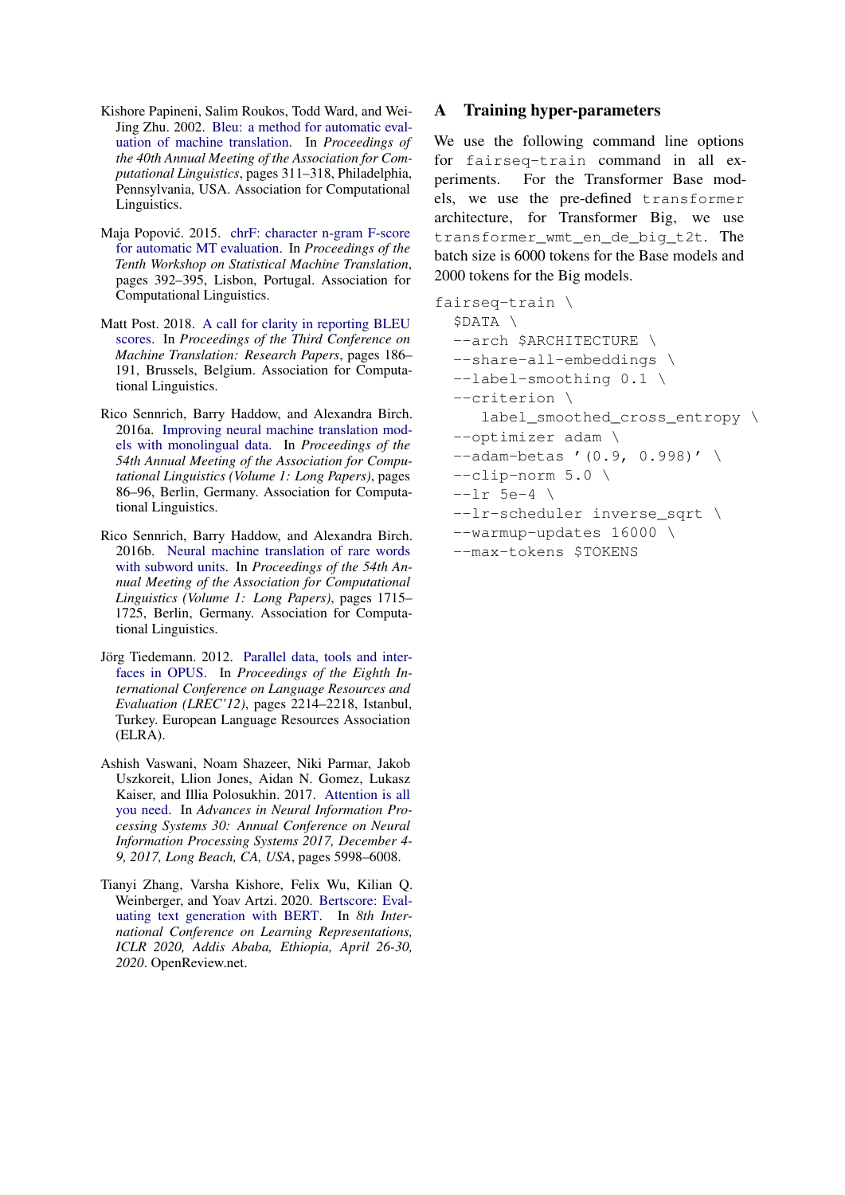Kishore Papineni, Salim Roukos, Todd Ward, and Wei-Jing Zhu. 2002. Bleu: a method for automatic evaluation of machine translation. In *Proceedings of the 40th Annual Meeting of the Association for Computational Linguistics*, pages 311–318, Philadelphia, Pennsylvania, USA. Association for Computational Linguistics.

Maja Popović. 2015. chrF: character n-gram F-score for automatic MT evaluation. In *Proceedings of the Tenth Workshop on Statistical Machine Translation*, pages 392–395, Lisbon, Portugal. Association for Computational Linguistics.

Matt Post. 2018. A call for clarity in reporting BLEU scores. In *Proceedings of the Third Conference on Machine Translation: Research Papers*, pages 186–191, Brussels, Belgium. Association for Computational Linguistics.

Rico Sennrich, Barry Haddow, and Alexandra Birch. 2016a. Improving neural machine translation models with monolingual data. In *Proceedings of the 54th Annual Meeting of the Association for Computational Linguistics (Volume 1: Long Papers)*, pages 86–96, Berlin, Germany. Association for Computational Linguistics.

Rico Sennrich, Barry Haddow, and Alexandra Birch. 2016b. Neural machine translation of rare words with subword units. In *Proceedings of the 54th Annual Meeting of the Association for Computational Linguistics (Volume 1: Long Papers)*, pages 1715–1725, Berlin, Germany. Association for Computational Linguistics.

Jörg Tiedemann. 2012. Parallel data, tools and interfaces in OPUS. In *Proceedings of the Eighth International Conference on Language Resources and Evaluation (LREC'12)*, pages 2214–2218, Istanbul, Turkey. European Language Resources Association (ELRA).

Ashish Vaswani, Noam Shazeer, Niki Parmar, Jakob Uszkoreit, Llion Jones, Aidan N. Gomez, Lukasz Kaiser, and Illia Polosukhin. 2017. Attention is all you need. In *Advances in Neural Information Processing Systems 30: Annual Conference on Neural Information Processing Systems 2017, December 4-9, 2017, Long Beach, CA, USA*, pages 5998–6008.

Tianyi Zhang, Varsha Kishore, Felix Wu, Kilian Q. Weinberger, and Yoav Artzi. 2020. Bertscore: Evaluating text generation with BERT. In *8th International Conference on Learning Representations, ICLR 2020, Addis Ababa, Ethiopia, April 26-30, 2020*. OpenReview.net.

## A Training hyper-parameters

We use the following command line options for `fairseq-train` command in all experiments. For the Transformer Base models, we use the pre-defined `transformer` architecture, for Transformer Big, we use `transformer_wmt_en_de_big_t2t`. The batch size is 6000 tokens for the Base models and 2000 tokens for the Big models.

```
fairseq-train \
  $DATA \
  --arch $ARCHITECTURE \
  --share-all-embeddings \
  --label-smoothing 0.1 \
  --criterion \
     label_smoothed_cross_entropy \
  --optimizer adam \
  --adam-betas '(0.9, 0.998)' \
  --clip-norm 5.0 \
  --lr 5e-4 \
  --lr-scheduler inverse_sqrt \
  --warmup-updates 16000 \
  --max-tokens $TOKENS
```